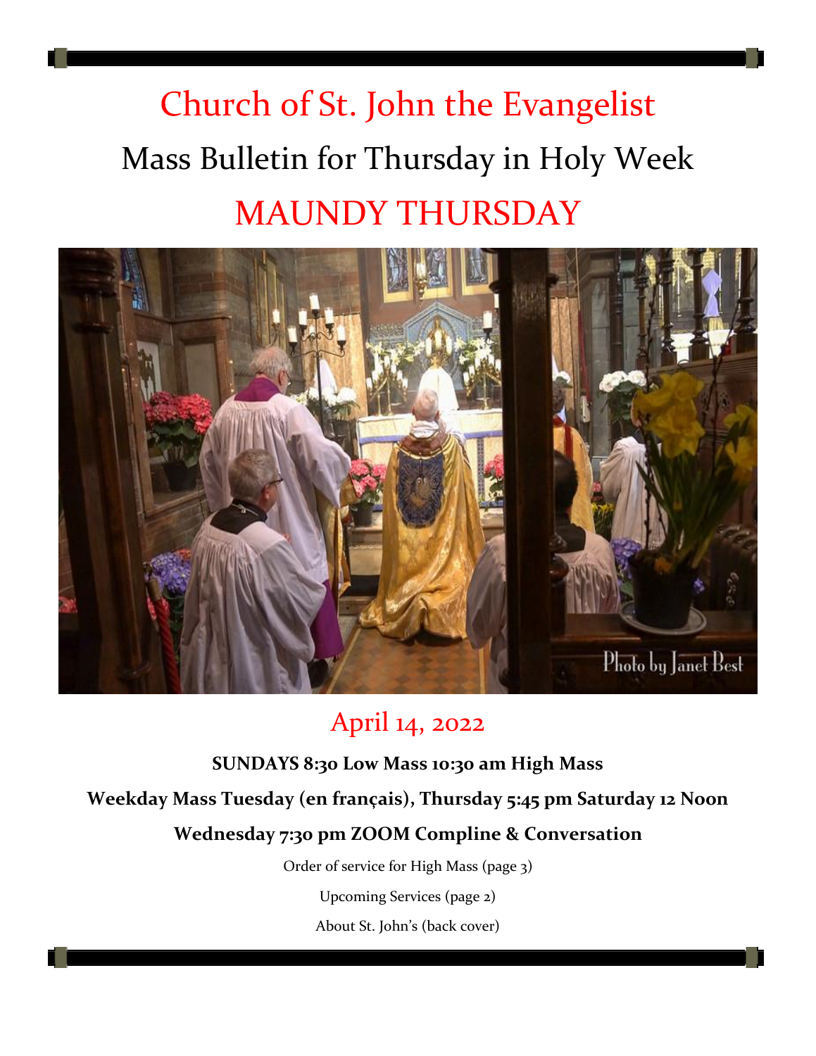# Church of St. John the Evangelist

## Mass Bulletin for Thursday in Holy Week

# MAUNDY THURSDAY

Photo by Janet Best

## April 14, 2022

**SUNDAYS 8:30 Low Mass 10:30 am High Mass**

**Weekday Mass Tuesday (en français), Thursday 5:45 pm Saturday 12 Noon**

**Wednesday 7:30 pm ZOOM Compline & Conversation**

Order of service for High Mass (page 3)

Upcoming Services (page 2)

About St. John's (back cover)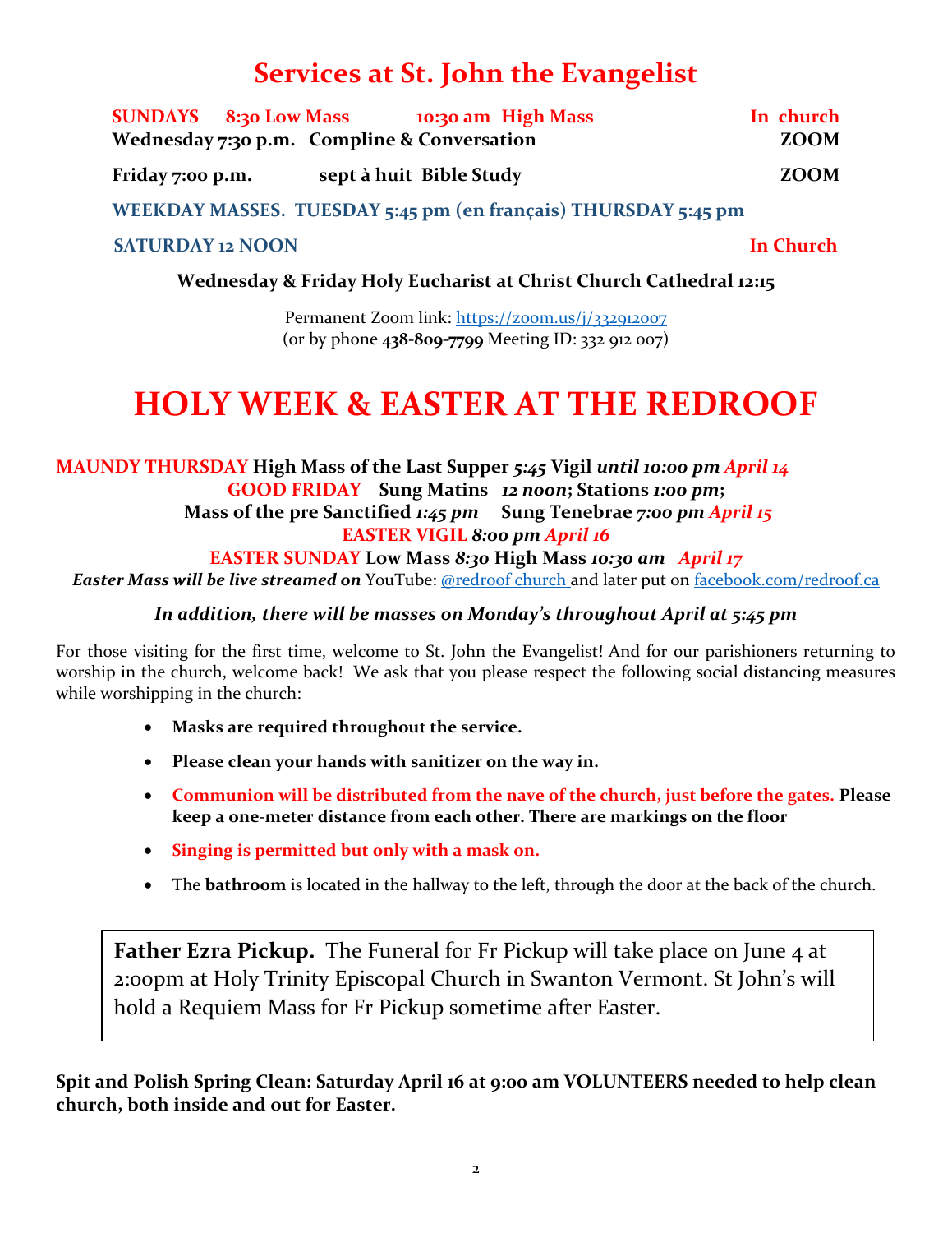# Services at St. John the Evangelist

**SUNDAYS 8:30 Low Mass 10:30 am High Mass In church**

**Wednesday 7:30 p.m. Compline & Conversation ZOOM**

**Friday 7:00 p.m. sept à huit Bible Study ZOOM**

**WEEKDAY MASSES. TUESDAY 5:45 pm (en français) THURSDAY 5:45 pm**

**SATURDAY 12 NOON In Church**

**Wednesday & Friday Holy Eucharist at Christ Church Cathedral 12:15**

Permanent Zoom link: https://zoom.us/j/332912007
(or by phone **438-809-7799** Meeting ID: 332 912 007)

# HOLY WEEK & EASTER AT THE REDROOF

**MAUNDY THURSDAY High Mass of the Last Supper *5:45* Vigil *until 10:00 pm April 14***

**GOOD FRIDAY Sung Matins *12 noon*; Stations *1:00 pm*;**

**Mass of the pre Sanctified *1:45 pm* Sung Tenebrae *7:00 pm April 15***

**EASTER VIGIL *8:00 pm April 16***

**EASTER SUNDAY Low Mass *8:30* High Mass *10:30 am April 17***

***Easter Mass will be live streamed on*** YouTube: @redroof church and later put on facebook.com/redroof.ca

***In addition, there will be masses on Monday's throughout April at 5:45 pm***

For those visiting for the first time, welcome to St. John the Evangelist! And for our parishioners returning to worship in the church, welcome back! We ask that you please respect the following social distancing measures while worshipping in the church:

- **Masks are required throughout the service.**
- **Please clean your hands with sanitizer on the way in.**
- **Communion will be distributed from the nave of the church, just before the gates. Please keep a one-meter distance from each other. There are markings on the floor**
- **Singing is permitted but only with a mask on.**
- The **bathroom** is located in the hallway to the left, through the door at the back of the church.

**Father Ezra Pickup.** The Funeral for Fr Pickup will take place on June 4 at 2:00pm at Holy Trinity Episcopal Church in Swanton Vermont. St John's will hold a Requiem Mass for Fr Pickup sometime after Easter.

**Spit and Polish Spring Clean: Saturday April 16 at 9:00 am VOLUNTEERS needed to help clean church, both inside and out for Easter.**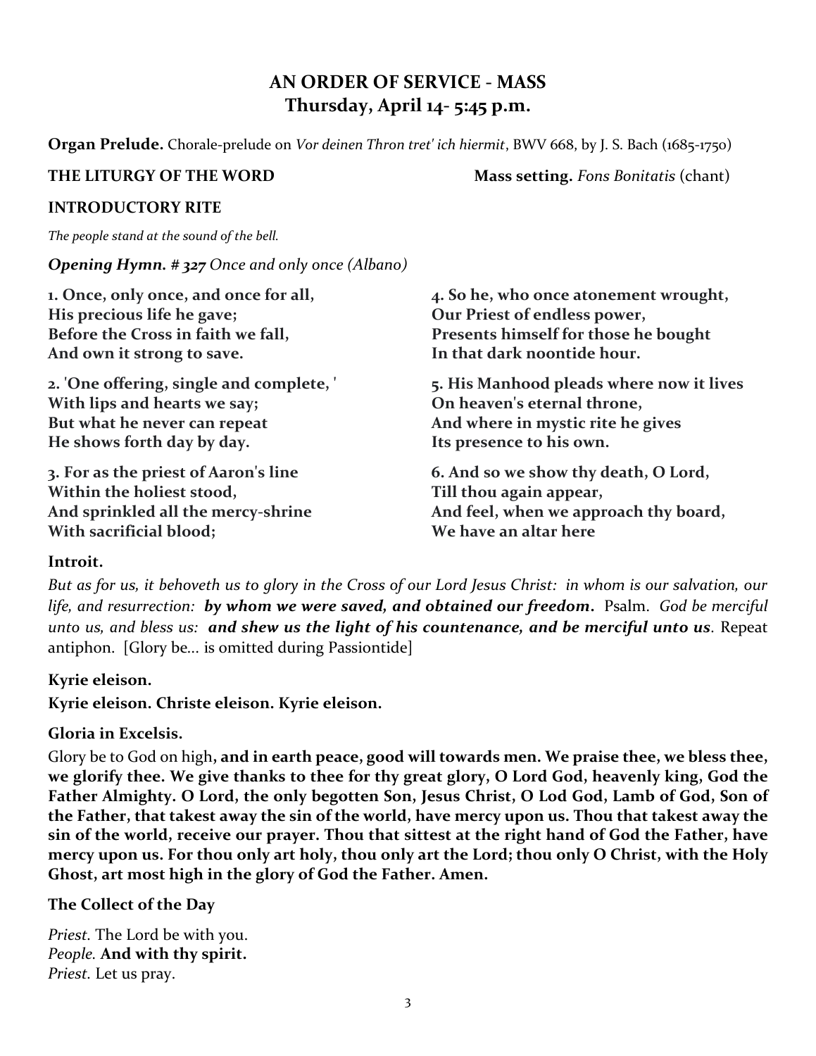# AN ORDER OF SERVICE - MASS
## Thursday, April 14- 5:45 p.m.

**Organ Prelude.** Chorale-prelude on *Vor deinen Thron tret' ich hiermit*, BWV 668, by J. S. Bach (1685-1750)

**THE LITURGY OF THE WORD** **Mass setting.** *Fons Bonitatis* (chant)

**INTRODUCTORY RITE**

*The people stand at the sound of the bell.*

***Opening Hymn. # 327*** *Once and only once (Albano)*

**1. Once, only once, and once for all,**
**His precious life he gave;**
**Before the Cross in faith we fall,**
**And own it strong to save.**

**2. 'One offering, single and complete, '**
**With lips and hearts we say;**
**But what he never can repeat**
**He shows forth day by day.**

**3. For as the priest of Aaron's line**
**Within the holiest stood,**
**And sprinkled all the mercy-shrine**
**With sacrificial blood;**

**4. So he, who once atonement wrought,**
**Our Priest of endless power,**
**Presents himself for those he bought**
**In that dark noontide hour.**

**5. His Manhood pleads where now it lives**
**On heaven's eternal throne,**
**And where in mystic rite he gives**
**Its presence to his own.**

**6. And so we show thy death, O Lord,**
**Till thou again appear,**
**And feel, when we approach thy board,**
**We have an altar here**

**Introit.**

*But as for us, it behoveth us to glory in the Cross of our Lord Jesus Christ: in whom is our salvation, our life, and resurrection:* ***by whom we were saved, and obtained our freedom.*** Psalm. *God be merciful unto us, and bless us:* ***and shew us the light of his countenance, and be merciful unto us***. Repeat antiphon. [Glory be… is omitted during Passiontide]

**Kyrie eleison.**

**Kyrie eleison. Christe eleison. Kyrie eleison.**

**Gloria in Excelsis.**

Glory be to God on high**, and in earth peace, good will towards men. We praise thee, we bless thee, we glorify thee. We give thanks to thee for thy great glory, O Lord God, heavenly king, God the Father Almighty. O Lord, the only begotten Son, Jesus Christ, O Lod God, Lamb of God, Son of the Father, that takest away the sin of the world, have mercy upon us. Thou that takest away the sin of the world, receive our prayer. Thou that sittest at the right hand of God the Father, have mercy upon us. For thou only art holy, thou only art the Lord; thou only O Christ, with the Holy Ghost, art most high in the glory of God the Father. Amen.**

**The Collect of the Day**

*Priest.* The Lord be with you.
*People.* **And with thy spirit.**
*Priest.* Let us pray.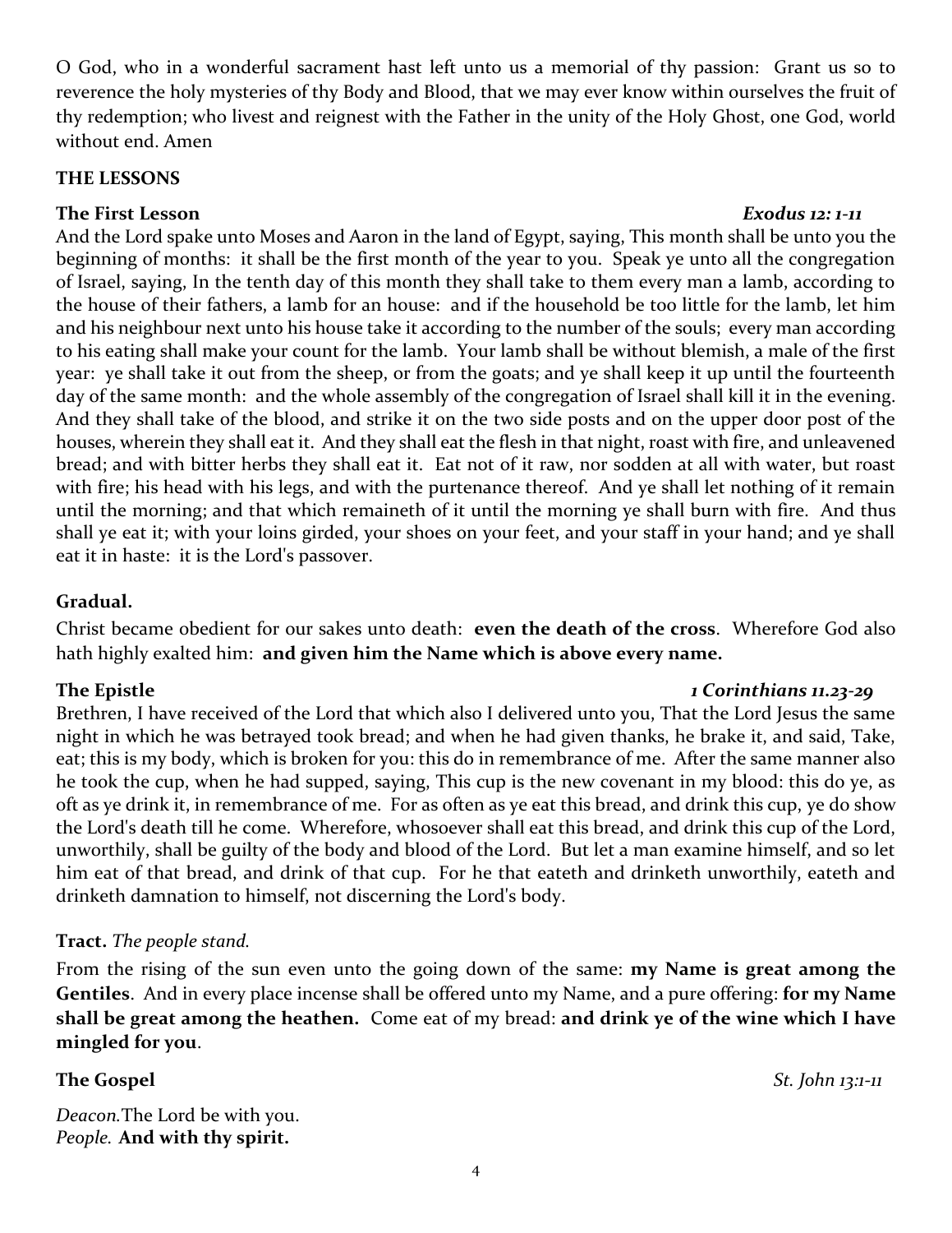O God, who in a wonderful sacrament hast left unto us a memorial of thy passion: Grant us so to reverence the holy mysteries of thy Body and Blood, that we may ever know within ourselves the fruit of thy redemption; who livest and reignest with the Father in the unity of the Holy Ghost, one God, world without end. Amen

## THE LESSONS

**The First Lesson** ***Exodus 12: 1-11***

And the Lord spake unto Moses and Aaron in the land of Egypt, saying, This month shall be unto you the beginning of months: it shall be the first month of the year to you. Speak ye unto all the congregation of Israel, saying, In the tenth day of this month they shall take to them every man a lamb, according to the house of their fathers, a lamb for an house: and if the household be too little for the lamb, let him and his neighbour next unto his house take it according to the number of the souls; every man according to his eating shall make your count for the lamb. Your lamb shall be without blemish, a male of the first year: ye shall take it out from the sheep, or from the goats; and ye shall keep it up until the fourteenth day of the same month: and the whole assembly of the congregation of Israel shall kill it in the evening. And they shall take of the blood, and strike it on the two side posts and on the upper door post of the houses, wherein they shall eat it. And they shall eat the flesh in that night, roast with fire, and unleavened bread; and with bitter herbs they shall eat it. Eat not of it raw, nor sodden at all with water, but roast with fire; his head with his legs, and with the purtenance thereof. And ye shall let nothing of it remain until the morning; and that which remaineth of it until the morning ye shall burn with fire. And thus shall ye eat it; with your loins girded, your shoes on your feet, and your staff in your hand; and ye shall eat it in haste: it is the Lord's passover.

**Gradual.**

Christ became obedient for our sakes unto death: **even the death of the cross**. Wherefore God also hath highly exalted him: **and given him the Name which is above every name.**

**The Epistle** ***1 Corinthians 11.23-29***

Brethren, I have received of the Lord that which also I delivered unto you, That the Lord Jesus the same night in which he was betrayed took bread; and when he had given thanks, he brake it, and said, Take, eat; this is my body, which is broken for you: this do in remembrance of me. After the same manner also he took the cup, when he had supped, saying, This cup is the new covenant in my blood: this do ye, as oft as ye drink it, in remembrance of me. For as often as ye eat this bread, and drink this cup, ye do show the Lord's death till he come. Wherefore, whosoever shall eat this bread, and drink this cup of the Lord, unworthily, shall be guilty of the body and blood of the Lord. But let a man examine himself, and so let him eat of that bread, and drink of that cup. For he that eateth and drinketh unworthily, eateth and drinketh damnation to himself, not discerning the Lord's body.

**Tract.** *The people stand.*

From the rising of the sun even unto the going down of the same: **my Name is great among the Gentiles**. And in every place incense shall be offered unto my Name, and a pure offering: **for my Name shall be great among the heathen.** Come eat of my bread: **and drink ye of the wine which I have mingled for you**.

**The Gospel** *St. John 13:1-11*

*Deacon.* The Lord be with you.
*People.* **And with thy spirit.**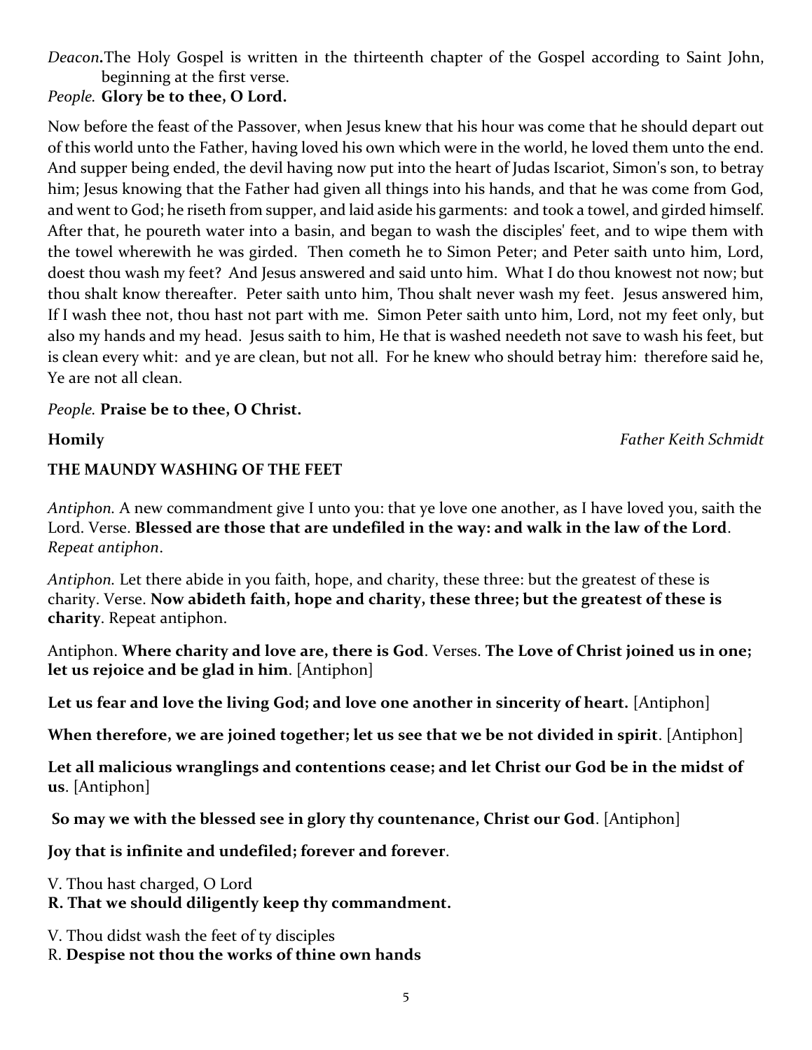*Deacon***.**The Holy Gospel is written in the thirteenth chapter of the Gospel according to Saint John, beginning at the first verse.

*People.* **Glory be to thee, O Lord.**

Now before the feast of the Passover, when Jesus knew that his hour was come that he should depart out of this world unto the Father, having loved his own which were in the world, he loved them unto the end. And supper being ended, the devil having now put into the heart of Judas Iscariot, Simon's son, to betray him; Jesus knowing that the Father had given all things into his hands, and that he was come from God, and went to God; he riseth from supper, and laid aside his garments: and took a towel, and girded himself. After that, he poureth water into a basin, and began to wash the disciples' feet, and to wipe them with the towel wherewith he was girded. Then cometh he to Simon Peter; and Peter saith unto him, Lord, doest thou wash my feet? And Jesus answered and said unto him. What I do thou knowest not now; but thou shalt know thereafter. Peter saith unto him, Thou shalt never wash my feet. Jesus answered him, If I wash thee not, thou hast not part with me. Simon Peter saith unto him, Lord, not my feet only, but also my hands and my head. Jesus saith to him, He that is washed needeth not save to wash his feet, but is clean every whit: and ye are clean, but not all. For he knew who should betray him: therefore said he, Ye are not all clean.

*People.* **Praise be to thee, O Christ.**

**Homily** *Father Keith Schmidt*

**THE MAUNDY WASHING OF THE FEET**

*Antiphon.* A new commandment give I unto you: that ye love one another, as I have loved you, saith the Lord. Verse. **Blessed are those that are undefiled in the way: and walk in the law of the Lord**. *Repeat antiphon*.

*Antiphon.* Let there abide in you faith, hope, and charity, these three: but the greatest of these is charity. Verse. **Now abideth faith, hope and charity, these three; but the greatest of these is charity**. Repeat antiphon.

Antiphon. **Where charity and love are, there is God**. Verses. **The Love of Christ joined us in one; let us rejoice and be glad in him**. [Antiphon]

**Let us fear and love the living God; and love one another in sincerity of heart.** [Antiphon]

**When therefore, we are joined together; let us see that we be not divided in spirit**. [Antiphon]

**Let all malicious wranglings and contentions cease; and let Christ our God be in the midst of us**. [Antiphon]

**So may we with the blessed see in glory thy countenance, Christ our God**. [Antiphon]

**Joy that is infinite and undefiled; forever and forever**.

V. Thou hast charged, O Lord
**R. That we should diligently keep thy commandment.**

V. Thou didst wash the feet of ty disciples
R. **Despise not thou the works of thine own hands**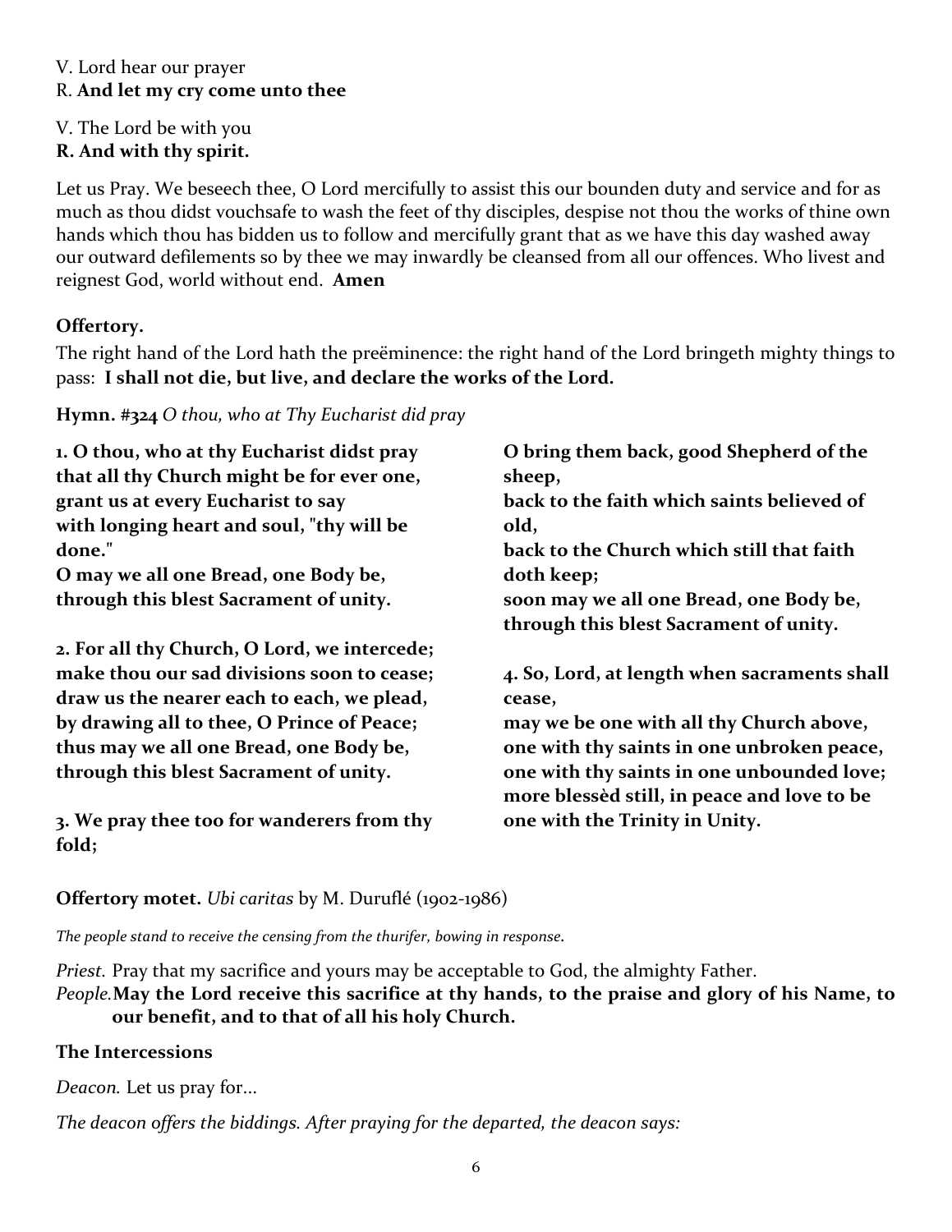V. Lord hear our prayer
R. **And let my cry come unto thee**

V. The Lord be with you
**R. And with thy spirit.**

Let us Pray. We beseech thee, O Lord mercifully to assist this our bounden duty and service and for as much as thou didst vouchsafe to wash the feet of thy disciples, despise not thou the works of thine own hands which thou has bidden us to follow and mercifully grant that as we have this day washed away our outward defilements so by thee we may inwardly be cleansed from all our offences. Who livest and reignest God, world without end. **Amen**

**Offertory.**

The right hand of the Lord hath the preëminence: the right hand of the Lord bringeth mighty things to pass: **I shall not die, but live, and declare the works of the Lord.**

**Hymn. #324** *O thou, who at Thy Eucharist did pray*

**1. O thou, who at thy Eucharist didst pray
that all thy Church might be for ever one,
grant us at every Eucharist to say
with longing heart and soul, "thy will be done."
O may we all one Bread, one Body be,
through this blest Sacrament of unity.**

**2. For all thy Church, O Lord, we intercede;
make thou our sad divisions soon to cease;
draw us the nearer each to each, we plead,
by drawing all to thee, O Prince of Peace;
thus may we all one Bread, one Body be,
through this blest Sacrament of unity.**

**3. We pray thee too for wanderers from thy fold;
O bring them back, good Shepherd of the sheep,
back to the faith which saints believed of old,
back to the Church which still that faith doth keep;
soon may we all one Bread, one Body be,
through this blest Sacrament of unity.**

**4. So, Lord, at length when sacraments shall cease,
may we be one with all thy Church above,
one with thy saints in one unbroken peace,
one with thy saints in one unbounded love;
more blessèd still, in peace and love to be
one with the Trinity in Unity.**

**Offertory motet.** *Ubi caritas* by M. Duruflé (1902-1986)

*The people stand to receive the censing from the thurifer, bowing in response.*

*Priest.* Pray that my sacrifice and yours may be acceptable to God, the almighty Father.
*People.* **May the Lord receive this sacrifice at thy hands, to the praise and glory of his Name, to our benefit, and to that of all his holy Church.**

**The Intercessions**

*Deacon.* Let us pray for...

*The deacon offers the biddings. After praying for the departed, the deacon says:*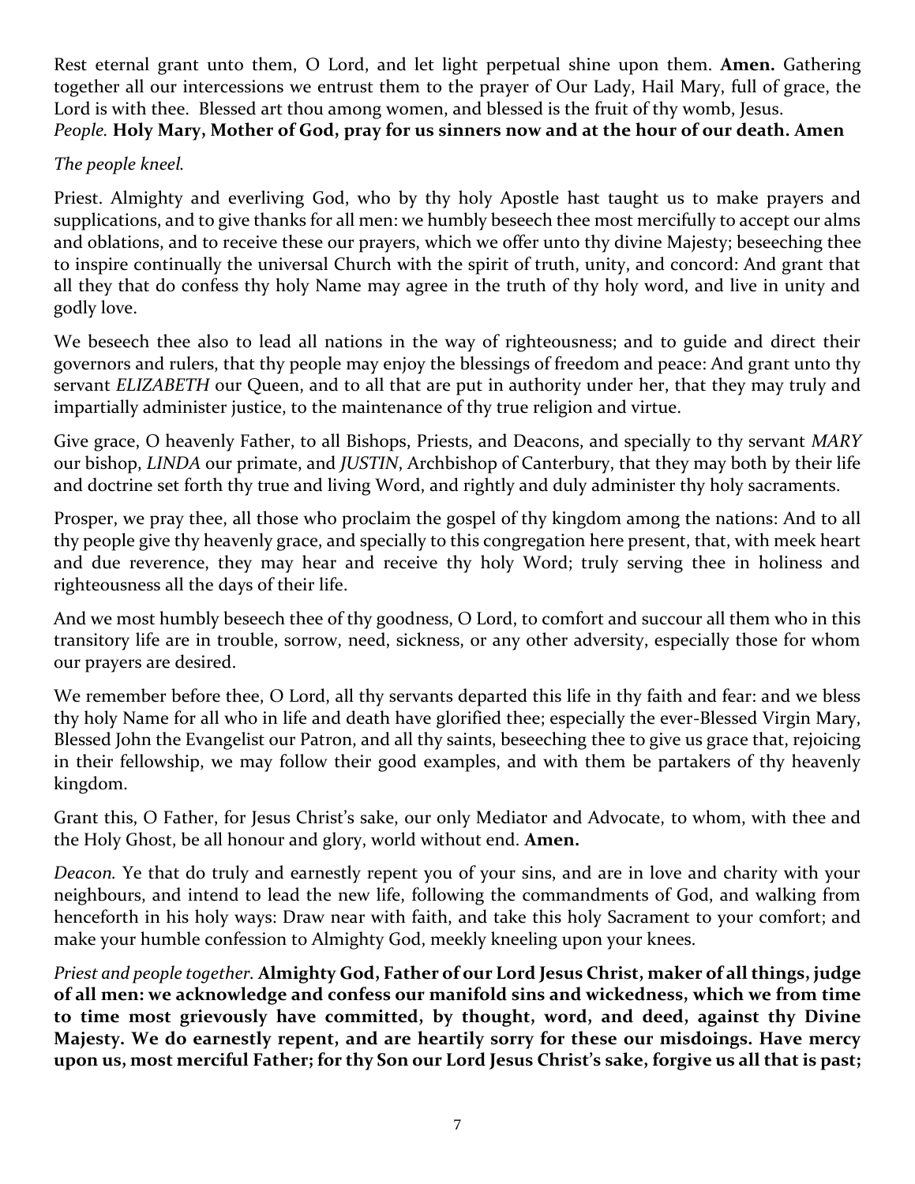Rest eternal grant unto them, O Lord, and let light perpetual shine upon them. **Amen.** Gathering together all our intercessions we entrust them to the prayer of Our Lady, Hail Mary, full of grace, the Lord is with thee. Blessed art thou among women, and blessed is the fruit of thy womb, Jesus.
*People.* **Holy Mary, Mother of God, pray for us sinners now and at the hour of our death. Amen**

*The people kneel.*

Priest. Almighty and everliving God, who by thy holy Apostle hast taught us to make prayers and supplications, and to give thanks for all men: we humbly beseech thee most mercifully to accept our alms and oblations, and to receive these our prayers, which we offer unto thy divine Majesty; beseeching thee to inspire continually the universal Church with the spirit of truth, unity, and concord: And grant that all they that do confess thy holy Name may agree in the truth of thy holy word, and live in unity and godly love.

We beseech thee also to lead all nations in the way of righteousness; and to guide and direct their governors and rulers, that thy people may enjoy the blessings of freedom and peace: And grant unto thy servant *ELIZABETH* our Queen, and to all that are put in authority under her, that they may truly and impartially administer justice, to the maintenance of thy true religion and virtue.

Give grace, O heavenly Father, to all Bishops, Priests, and Deacons, and specially to thy servant *MARY* our bishop, *LINDA* our primate, and *JUSTIN*, Archbishop of Canterbury, that they may both by their life and doctrine set forth thy true and living Word, and rightly and duly administer thy holy sacraments.

Prosper, we pray thee, all those who proclaim the gospel of thy kingdom among the nations: And to all thy people give thy heavenly grace, and specially to this congregation here present, that, with meek heart and due reverence, they may hear and receive thy holy Word; truly serving thee in holiness and righteousness all the days of their life.

And we most humbly beseech thee of thy goodness, O Lord, to comfort and succour all them who in this transitory life are in trouble, sorrow, need, sickness, or any other adversity, especially those for whom our prayers are desired.

We remember before thee, O Lord, all thy servants departed this life in thy faith and fear: and we bless thy holy Name for all who in life and death have glorified thee; especially the ever-Blessed Virgin Mary, Blessed John the Evangelist our Patron, and all thy saints, beseeching thee to give us grace that, rejoicing in their fellowship, we may follow their good examples, and with them be partakers of thy heavenly kingdom.

Grant this, O Father, for Jesus Christ's sake, our only Mediator and Advocate, to whom, with thee and the Holy Ghost, be all honour and glory, world without end. **Amen.**

*Deacon.* Ye that do truly and earnestly repent you of your sins, and are in love and charity with your neighbours, and intend to lead the new life, following the commandments of God, and walking from henceforth in his holy ways: Draw near with faith, and take this holy Sacrament to your comfort; and make your humble confession to Almighty God, meekly kneeling upon your knees.

*Priest and people together.* **Almighty God, Father of our Lord Jesus Christ, maker of all things, judge of all men: we acknowledge and confess our manifold sins and wickedness, which we from time to time most grievously have committed, by thought, word, and deed, against thy Divine Majesty. We do earnestly repent, and are heartily sorry for these our misdoings. Have mercy upon us, most merciful Father; for thy Son our Lord Jesus Christ's sake, forgive us all that is past;**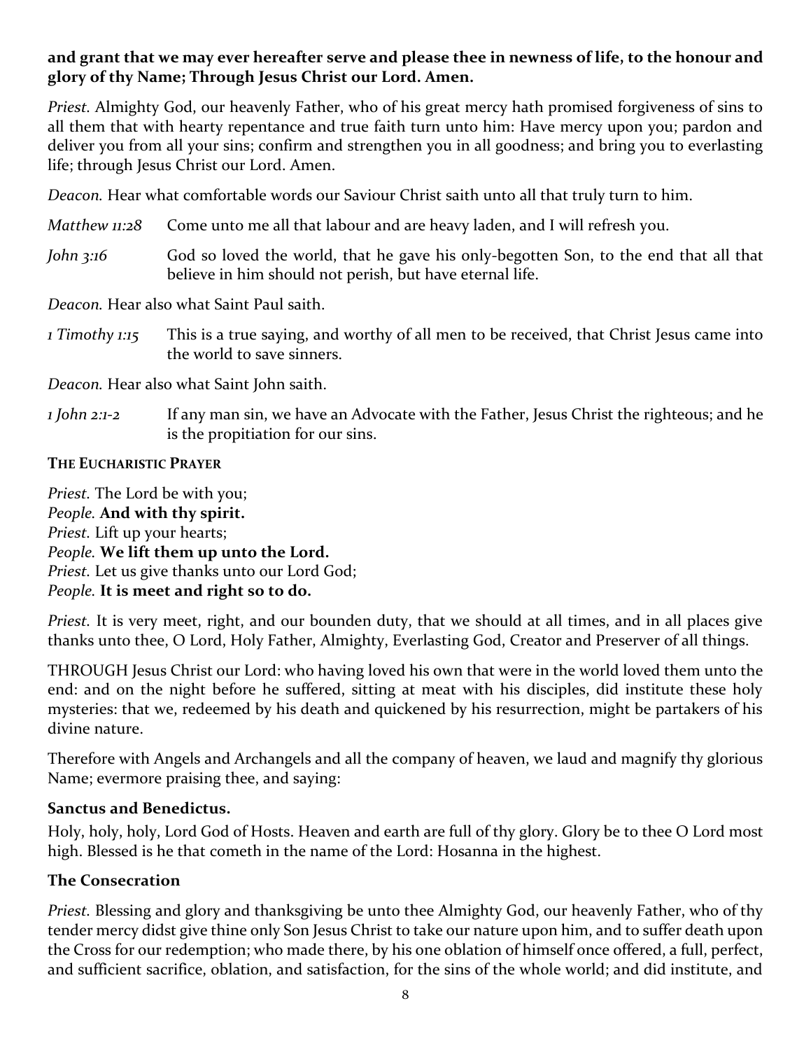**and grant that we may ever hereafter serve and please thee in newness of life, to the honour and glory of thy Name; Through Jesus Christ our Lord. Amen.**

*Priest.* Almighty God, our heavenly Father, who of his great mercy hath promised forgiveness of sins to all them that with hearty repentance and true faith turn unto him: Have mercy upon you; pardon and deliver you from all your sins; confirm and strengthen you in all goodness; and bring you to everlasting life; through Jesus Christ our Lord. Amen.

*Deacon.* Hear what comfortable words our Saviour Christ saith unto all that truly turn to him.

*Matthew 11:28* Come unto me all that labour and are heavy laden, and I will refresh you.

*John 3:16* God so loved the world, that he gave his only-begotten Son, to the end that all that believe in him should not perish, but have eternal life.

*Deacon.* Hear also what Saint Paul saith.

*1 Timothy 1:15* This is a true saying, and worthy of all men to be received, that Christ Jesus came into the world to save sinners.

*Deacon.* Hear also what Saint John saith.

*1 John 2:1-2* If any man sin, we have an Advocate with the Father, Jesus Christ the righteous; and he is the propitiation for our sins.

**THE EUCHARISTIC PRAYER**

*Priest.* The Lord be with you;
*People.* **And with thy spirit.**
*Priest.* Lift up your hearts;
*People.* **We lift them up unto the Lord.**
*Priest.* Let us give thanks unto our Lord God;
*People.* **It is meet and right so to do.**

*Priest.* It is very meet, right, and our bounden duty, that we should at all times, and in all places give thanks unto thee, O Lord, Holy Father, Almighty, Everlasting God, Creator and Preserver of all things.

THROUGH Jesus Christ our Lord: who having loved his own that were in the world loved them unto the end: and on the night before he suffered, sitting at meat with his disciples, did institute these holy mysteries: that we, redeemed by his death and quickened by his resurrection, might be partakers of his divine nature.

Therefore with Angels and Archangels and all the company of heaven, we laud and magnify thy glorious Name; evermore praising thee, and saying:

**Sanctus and Benedictus.**

Holy, holy, holy, Lord God of Hosts. Heaven and earth are full of thy glory. Glory be to thee O Lord most high. Blessed is he that cometh in the name of the Lord: Hosanna in the highest.

**The Consecration**

*Priest.* Blessing and glory and thanksgiving be unto thee Almighty God, our heavenly Father, who of thy tender mercy didst give thine only Son Jesus Christ to take our nature upon him, and to suffer death upon the Cross for our redemption; who made there, by his one oblation of himself once offered, a full, perfect, and sufficient sacrifice, oblation, and satisfaction, for the sins of the whole world; and did institute, and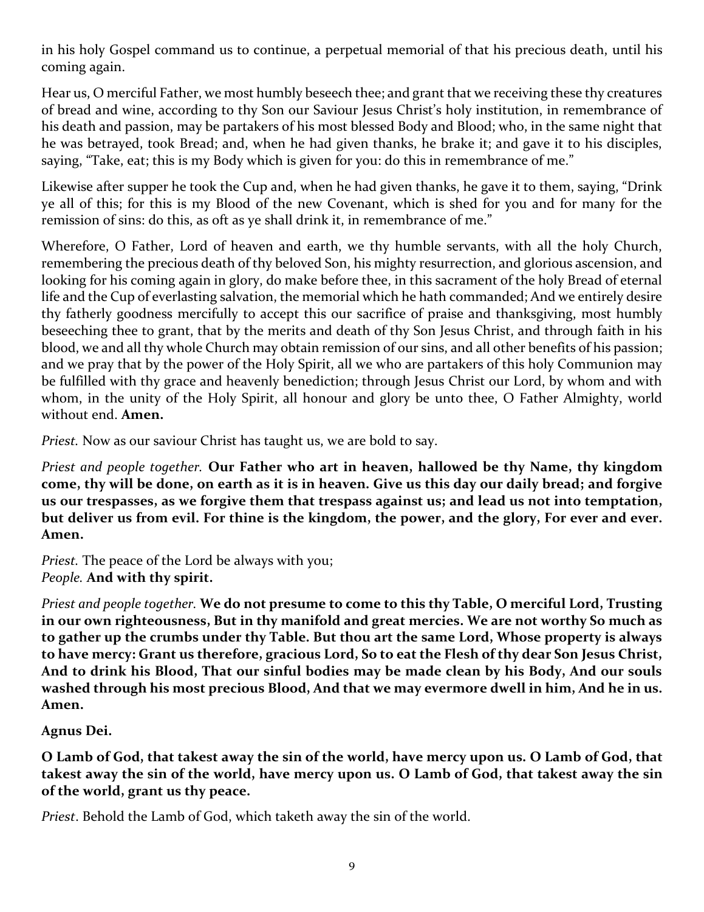in his holy Gospel command us to continue, a perpetual memorial of that his precious death, until his coming again.

Hear us, O merciful Father, we most humbly beseech thee; and grant that we receiving these thy creatures of bread and wine, according to thy Son our Saviour Jesus Christ's holy institution, in remembrance of his death and passion, may be partakers of his most blessed Body and Blood; who, in the same night that he was betrayed, took Bread; and, when he had given thanks, he brake it; and gave it to his disciples, saying, "Take, eat; this is my Body which is given for you: do this in remembrance of me."

Likewise after supper he took the Cup and, when he had given thanks, he gave it to them, saying, "Drink ye all of this; for this is my Blood of the new Covenant, which is shed for you and for many for the remission of sins: do this, as oft as ye shall drink it, in remembrance of me."

Wherefore, O Father, Lord of heaven and earth, we thy humble servants, with all the holy Church, remembering the precious death of thy beloved Son, his mighty resurrection, and glorious ascension, and looking for his coming again in glory, do make before thee, in this sacrament of the holy Bread of eternal life and the Cup of everlasting salvation, the memorial which he hath commanded; And we entirely desire thy fatherly goodness mercifully to accept this our sacrifice of praise and thanksgiving, most humbly beseeching thee to grant, that by the merits and death of thy Son Jesus Christ, and through faith in his blood, we and all thy whole Church may obtain remission of our sins, and all other benefits of his passion; and we pray that by the power of the Holy Spirit, all we who are partakers of this holy Communion may be fulfilled with thy grace and heavenly benediction; through Jesus Christ our Lord, by whom and with whom, in the unity of the Holy Spirit, all honour and glory be unto thee, O Father Almighty, world without end. **Amen.**

*Priest.* Now as our saviour Christ has taught us, we are bold to say.

*Priest and people together.* **Our Father who art in heaven, hallowed be thy Name, thy kingdom come, thy will be done, on earth as it is in heaven. Give us this day our daily bread; and forgive us our trespasses, as we forgive them that trespass against us; and lead us not into temptation, but deliver us from evil. For thine is the kingdom, the power, and the glory, For ever and ever. Amen.**

*Priest.* The peace of the Lord be always with you;
*People.* **And with thy spirit.**

*Priest and people together.* **We do not presume to come to this thy Table, O merciful Lord, Trusting in our own righteousness, But in thy manifold and great mercies. We are not worthy So much as to gather up the crumbs under thy Table. But thou art the same Lord, Whose property is always to have mercy: Grant us therefore, gracious Lord, So to eat the Flesh of thy dear Son Jesus Christ, And to drink his Blood, That our sinful bodies may be made clean by his Body, And our souls washed through his most precious Blood, And that we may evermore dwell in him, And he in us. Amen.**

**Agnus Dei.**

**O Lamb of God, that takest away the sin of the world, have mercy upon us. O Lamb of God, that takest away the sin of the world, have mercy upon us. O Lamb of God, that takest away the sin of the world, grant us thy peace.**

*Priest*. Behold the Lamb of God, which taketh away the sin of the world.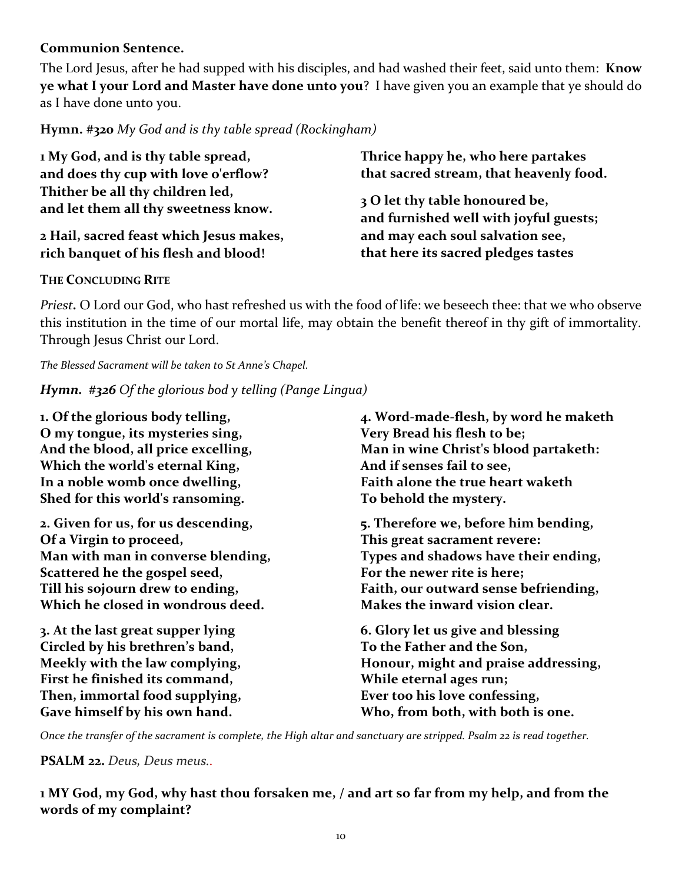**Communion Sentence.**

The Lord Jesus, after he had supped with his disciples, and had washed their feet, said unto them: **Know ye what I your Lord and Master have done unto you**? I have given you an example that ye should do as I have done unto you.

**Hymn. #320** *My God and is thy table spread (Rockingham)*

**1 My God, and is thy table spread,**
**and does thy cup with love o'erflow?**
**Thither be all thy children led,**
**and let them all thy sweetness know.**

**2 Hail, sacred feast which Jesus makes,**
**rich banquet of his flesh and blood!**
**Thrice happy he, who here partakes**
**that sacred stream, that heavenly food.**

**3 O let thy table honoured be,**
**and furnished well with joyful guests;**
**and may each soul salvation see,**
**that here its sacred pledges tastes**

**THE CONCLUDING RITE**

*Priest***.** O Lord our God, who hast refreshed us with the food of life: we beseech thee: that we who observe this institution in the time of our mortal life, may obtain the benefit thereof in thy gift of immortality. Through Jesus Christ our Lord.

*The Blessed Sacrament will be taken to St Anne's Chapel.*

***Hymn.*** *#326 Of the glorious bod y telling (Pange Lingua)*

**1. Of the glorious body telling,**
**O my tongue, its mysteries sing,**
**And the blood, all price excelling,**
**Which the world's eternal King,**
**In a noble womb once dwelling,**
**Shed for this world's ransoming.**

**2. Given for us, for us descending,**
**Of a Virgin to proceed,**
**Man with man in converse blending,**
**Scattered he the gospel seed,**
**Till his sojourn drew to ending,**
**Which he closed in wondrous deed.**

**3. At the last great supper lying**
**Circled by his brethren's band,**
**Meekly with the law complying,**
**First he finished its command,**
**Then, immortal food supplying,**
**Gave himself by his own hand.**

**4. Word-made-flesh, by word he maketh**
**Very Bread his flesh to be;**
**Man in wine Christ's blood partaketh:**
**And if senses fail to see,**
**Faith alone the true heart waketh**
**To behold the mystery.**

**5. Therefore we, before him bending,**
**This great sacrament revere:**
**Types and shadows have their ending,**
**For the newer rite is here;**
**Faith, our outward sense befriending,**
**Makes the inward vision clear.**

**6. Glory let us give and blessing**
**To the Father and the Son,**
**Honour, might and praise addressing,**
**While eternal ages run;**
**Ever too his love confessing,**
**Who, from both, with both is one.**

*Once the transfer of the sacrament is complete, the High altar and sanctuary are stripped. Psalm 22 is read together.*

**PSALM 22.** *Deus, Deus meus..*

**1 MY God, my God, why hast thou forsaken me, / and art so far from my help, and from the words of my complaint?**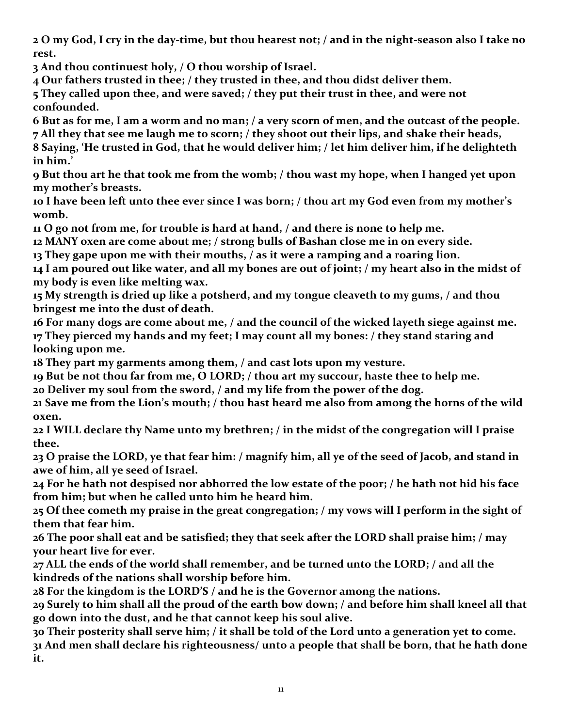**2 O my God, I cry in the day-time, but thou hearest not; / and in the night-season also I take no rest.**

**3 And thou continuest holy, / O thou worship of Israel.**

**4 Our fathers trusted in thee; / they trusted in thee, and thou didst deliver them.**

**5 They called upon thee, and were saved; / they put their trust in thee, and were not confounded.**

**6 But as for me, I am a worm and no man; / a very scorn of men, and the outcast of the people.**

**7 All they that see me laugh me to scorn; / they shoot out their lips, and shake their heads,**

**8 Saying, 'He trusted in God, that he would deliver him; / let him deliver him, if he delighteth in him.'**

**9 But thou art he that took me from the womb; / thou wast my hope, when I hanged yet upon my mother's breasts.**

**10 I have been left unto thee ever since I was born; / thou art my God even from my mother's womb.**

**11 O go not from me, for trouble is hard at hand, / and there is none to help me.**

**12 MANY oxen are come about me; / strong bulls of Bashan close me in on every side.**

**13 They gape upon me with their mouths, / as it were a ramping and a roaring lion.**

**14 I am poured out like water, and all my bones are out of joint; / my heart also in the midst of my body is even like melting wax.**

**15 My strength is dried up like a potsherd, and my tongue cleaveth to my gums, / and thou bringest me into the dust of death.**

**16 For many dogs are come about me, / and the council of the wicked layeth siege against me.**

**17 They pierced my hands and my feet; I may count all my bones: / they stand staring and looking upon me.**

**18 They part my garments among them, / and cast lots upon my vesture.**

**19 But be not thou far from me, O LORD; / thou art my succour, haste thee to help me.**

**20 Deliver my soul from the sword, / and my life from the power of the dog.**

**21 Save me from the Lion's mouth; / thou hast heard me also from among the horns of the wild oxen.**

**22 I WILL declare thy Name unto my brethren; / in the midst of the congregation will I praise thee.**

**23 O praise the LORD, ye that fear him: / magnify him, all ye of the seed of Jacob, and stand in awe of him, all ye seed of Israel.**

**24 For he hath not despised nor abhorred the low estate of the poor; / he hath not hid his face from him; but when he called unto him he heard him.**

**25 Of thee cometh my praise in the great congregation; / my vows will I perform in the sight of them that fear him.**

**26 The poor shall eat and be satisfied; they that seek after the LORD shall praise him; / may your heart live for ever.**

**27 ALL the ends of the world shall remember, and be turned unto the LORD; / and all the kindreds of the nations shall worship before him.**

**28 For the kingdom is the LORD'S / and he is the Governor among the nations.**

**29 Surely to him shall all the proud of the earth bow down; / and before him shall kneel all that go down into the dust, and he that cannot keep his soul alive.**

**30 Their posterity shall serve him; / it shall be told of the Lord unto a generation yet to come.**

**31 And men shall declare his righteousness/ unto a people that shall be born, that he hath done it.**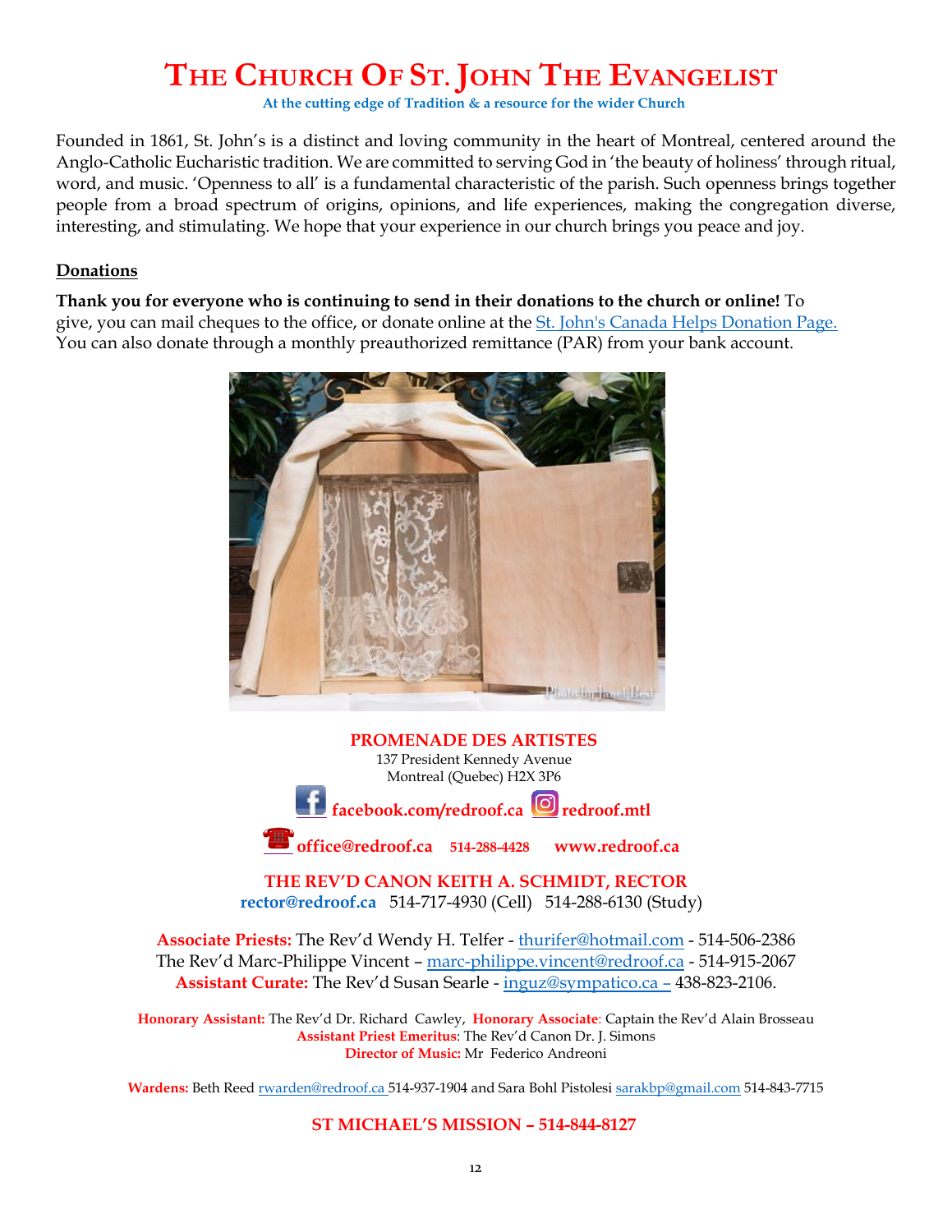# THE CHURCH OF ST. JOHN THE EVANGELIST

**At the cutting edge of Tradition & a resource for the wider Church**

Founded in 1861, St. John's is a distinct and loving community in the heart of Montreal, centered around the Anglo-Catholic Eucharistic tradition. We are committed to serving God in 'the beauty of holiness' through ritual, word, and music. 'Openness to all' is a fundamental characteristic of the parish. Such openness brings together people from a broad spectrum of origins, opinions, and life experiences, making the congregation diverse, interesting, and stimulating. We hope that your experience in our church brings you peace and joy.

## Donations

**Thank you for everyone who is continuing to send in their donations to the church or online!** To give, you can mail cheques to the office, or donate online at the St. John's Canada Helps Donation Page. You can also donate through a monthly preauthorized remittance (PAR) from your bank account.

**PROMENADE DES ARTISTES**
137 President Kennedy Avenue
Montreal (Quebec) H2X 3P6

**facebook.com/redroof.ca** **redroof.mtl**

**office@redroof.ca** **514-288-4428** **www.redroof.ca**

**THE REV'D CANON KEITH A. SCHMIDT, RECTOR**
**rector@redroof.ca** 514-717-4930 (Cell) 514-288-6130 (Study)

**Associate Priests:** The Rev'd Wendy H. Telfer - thurifer@hotmail.com - 514-506-2386
The Rev'd Marc-Philippe Vincent – marc-philippe.vincent@redroof.ca - 514-915-2067
**Assistant Curate:** The Rev'd Susan Searle - inguz@sympatico.ca – 438-823-2106.

**Honorary Assistant:** The Rev'd Dr. Richard Cawley, **Honorary Associate**: Captain the Rev'd Alain Brosseau
**Assistant Priest Emeritus**: The Rev'd Canon Dr. J. Simons
**Director of Music:** Mr Federico Andreoni

**Wardens:** Beth Reed rwarden@redroof.ca 514-937-1904 and Sara Bohl Pistolesi sarakbp@gmail.com 514-843-7715

**ST MICHAEL'S MISSION – 514-844-8127**